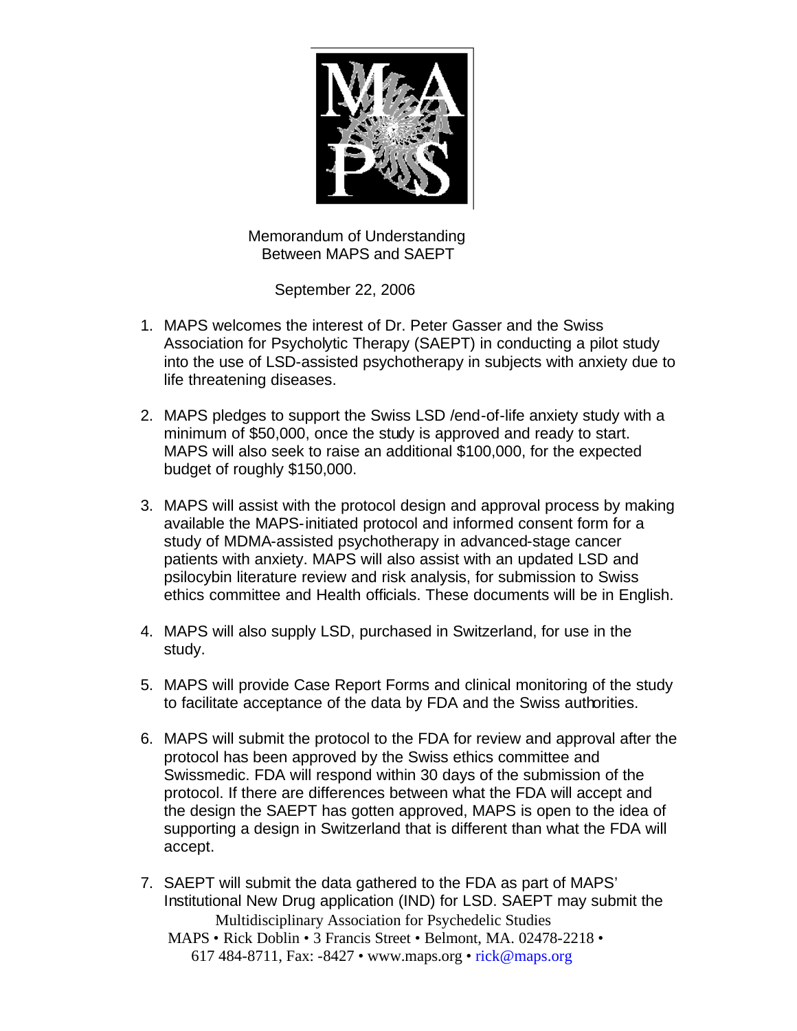Memorandum of Understanding
Between MAPS and SAEPT

September 22, 2006

1. MAPS welcomes the interest of Dr. Peter Gasser and the Swiss Association for Psycholytic Therapy (SAEPT) in conducting a pilot study into the use of LSD-assisted psychotherapy in subjects with anxiety due to life threatening diseases.

2. MAPS pledges to support the Swiss LSD /end-of-life anxiety study with a minimum of $50,000, once the study is approved and ready to start. MAPS will also seek to raise an additional $100,000, for the expected budget of roughly $150,000.

3. MAPS will assist with the protocol design and approval process by making available the MAPS-initiated protocol and informed consent form for a study of MDMA-assisted psychotherapy in advanced-stage cancer patients with anxiety. MAPS will also assist with an updated LSD and psilocybin literature review and risk analysis, for submission to Swiss ethics committee and Health officials. These documents will be in English.

4. MAPS will also supply LSD, purchased in Switzerland, for use in the study.

5. MAPS will provide Case Report Forms and clinical monitoring of the study to facilitate acceptance of the data by FDA and the Swiss authorities.

6. MAPS will submit the protocol to the FDA for review and approval after the protocol has been approved by the Swiss ethics committee and Swissmedic. FDA will respond within 30 days of the submission of the protocol. If there are differences between what the FDA will accept and the design the SAEPT has gotten approved, MAPS is open to the idea of supporting a design in Switzerland that is different than what the FDA will accept.

7. SAEPT will submit the data gathered to the FDA as part of MAPS' Institutional New Drug application (IND) for LSD. SAEPT may submit the

Multidisciplinary Association for Psychedelic Studies
MAPS • Rick Doblin • 3 Francis Street • Belmont, MA. 02478-2218 •
617 484-8711, Fax: -8427 • www.maps.org • rick@maps.org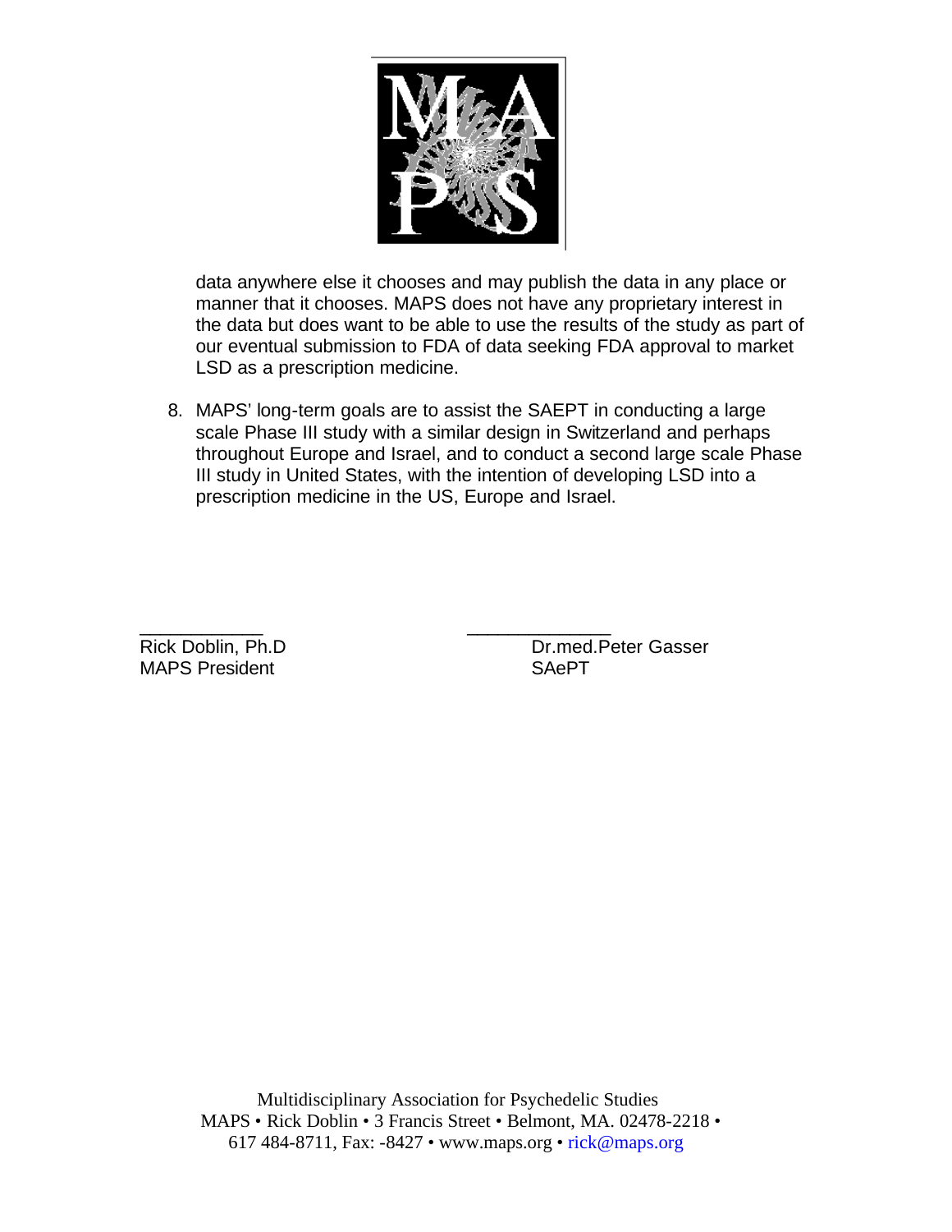data anywhere else it chooses and may publish the data in any place or manner that it chooses. MAPS does not have any proprietary interest in the data but does want to be able to use the results of the study as part of our eventual submission to FDA of data seeking FDA approval to market LSD as a prescription medicine.

8. MAPS' long-term goals are to assist the SAEPT in conducting a large scale Phase III study with a similar design in Switzerland and perhaps throughout Europe and Israel, and to conduct a second large scale Phase III study in United States, with the intention of developing LSD into a prescription medicine in the US, Europe and Israel.

____________ ______________

Rick Doblin, Ph.D
MAPS President

Dr.med.Peter Gasser
SAePT

Multidisciplinary Association for Psychedelic Studies
MAPS • Rick Doblin • 3 Francis Street • Belmont, MA. 02478-2218 •
617 484-8711, Fax: -8427 • www.maps.org • rick@maps.org